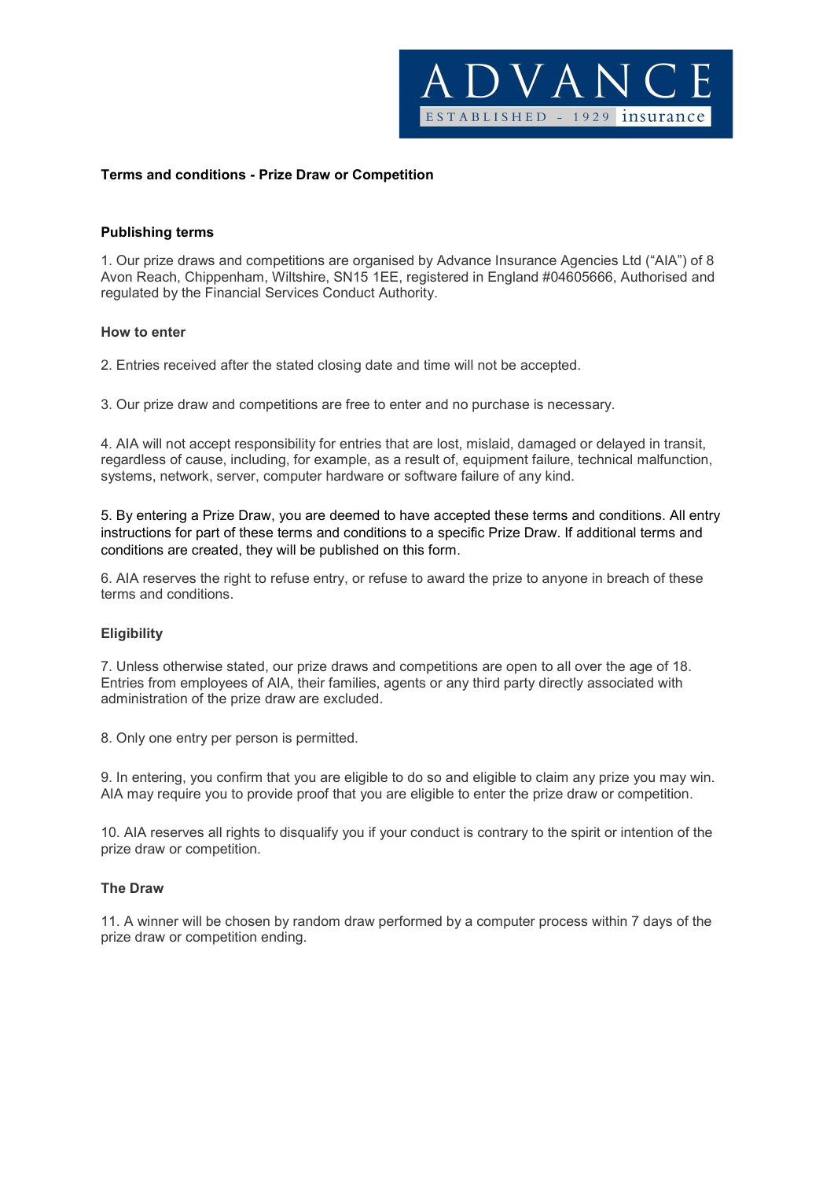ADVANCE

ESTABLISHED - 1929 insurance

**Terms and conditions - Prize Draw or Competition**

**Publishing terms**

1. Our prize draws and competitions are organised by Advance Insurance Agencies Ltd ("AIA") of 8 Avon Reach, Chippenham, Wiltshire, SN15 1EE, registered in England #04605666, Authorised and regulated by the Financial Services Conduct Authority.

**How to enter**

2. Entries received after the stated closing date and time will not be accepted.

3. Our prize draw and competitions are free to enter and no purchase is necessary.

4. AIA will not accept responsibility for entries that are lost, mislaid, damaged or delayed in transit, regardless of cause, including, for example, as a result of, equipment failure, technical malfunction, systems, network, server, computer hardware or software failure of any kind.

5. By entering a Prize Draw, you are deemed to have accepted these terms and conditions. All entry instructions for part of these terms and conditions to a specific Prize Draw. If additional terms and conditions are created, they will be published on this form.

6. AIA reserves the right to refuse entry, or refuse to award the prize to anyone in breach of these terms and conditions.

**Eligibility**

7. Unless otherwise stated, our prize draws and competitions are open to all over the age of 18. Entries from employees of AIA, their families, agents or any third party directly associated with administration of the prize draw are excluded.

8. Only one entry per person is permitted.

9. In entering, you confirm that you are eligible to do so and eligible to claim any prize you may win. AIA may require you to provide proof that you are eligible to enter the prize draw or competition.

10. AIA reserves all rights to disqualify you if your conduct is contrary to the spirit or intention of the prize draw or competition.

**The Draw**

11. A winner will be chosen by random draw performed by a computer process within 7 days of the prize draw or competition ending.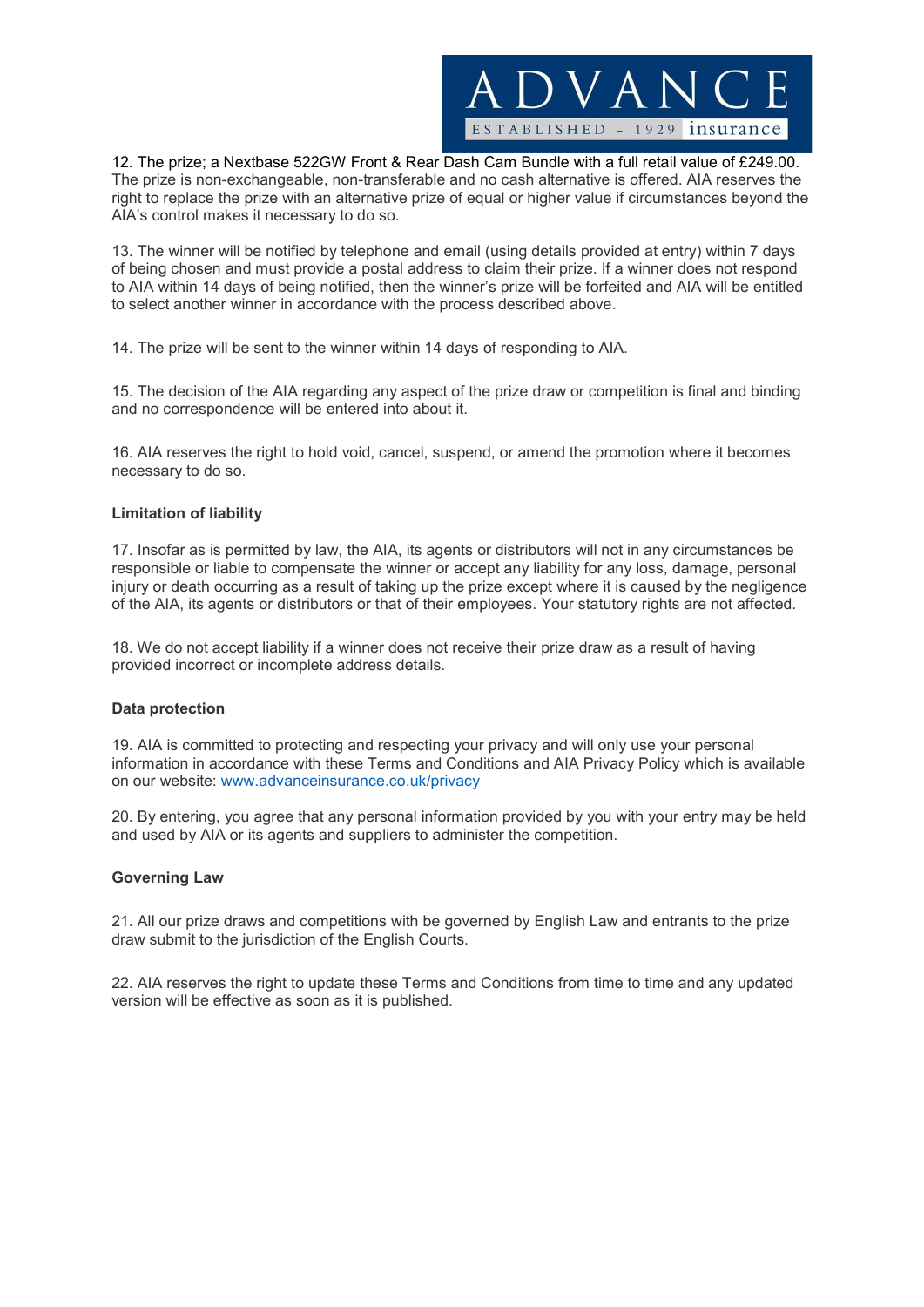12. The prize; a Nextbase 522GW Front & Rear Dash Cam Bundle with a full retail value of £249.00. The prize is non-exchangeable, non-transferable and no cash alternative is offered. AIA reserves the right to replace the prize with an alternative prize of equal or higher value if circumstances beyond the AIA's control makes it necessary to do so.

13. The winner will be notified by telephone and email (using details provided at entry) within 7 days of being chosen and must provide a postal address to claim their prize. If a winner does not respond to AIA within 14 days of being notified, then the winner's prize will be forfeited and AIA will be entitled to select another winner in accordance with the process described above.

14. The prize will be sent to the winner within 14 days of responding to AIA.

15. The decision of the AIA regarding any aspect of the prize draw or competition is final and binding and no correspondence will be entered into about it.

16. AIA reserves the right to hold void, cancel, suspend, or amend the promotion where it becomes necessary to do so.

**Limitation of liability**

17. Insofar as is permitted by law, the AIA, its agents or distributors will not in any circumstances be responsible or liable to compensate the winner or accept any liability for any loss, damage, personal injury or death occurring as a result of taking up the prize except where it is caused by the negligence of the AIA, its agents or distributors or that of their employees. Your statutory rights are not affected.

18. We do not accept liability if a winner does not receive their prize draw as a result of having provided incorrect or incomplete address details.

**Data protection**

19. AIA is committed to protecting and respecting your privacy and will only use your personal information in accordance with these Terms and Conditions and AIA Privacy Policy which is available on our website: [www.advanceinsurance.co.uk/privacy](www.advanceinsurance.co.uk/privacy)

20. By entering, you agree that any personal information provided by you with your entry may be held and used by AIA or its agents and suppliers to administer the competition.

**Governing Law**

21. All our prize draws and competitions with be governed by English Law and entrants to the prize draw submit to the jurisdiction of the English Courts.

22. AIA reserves the right to update these Terms and Conditions from time to time and any updated version will be effective as soon as it is published.